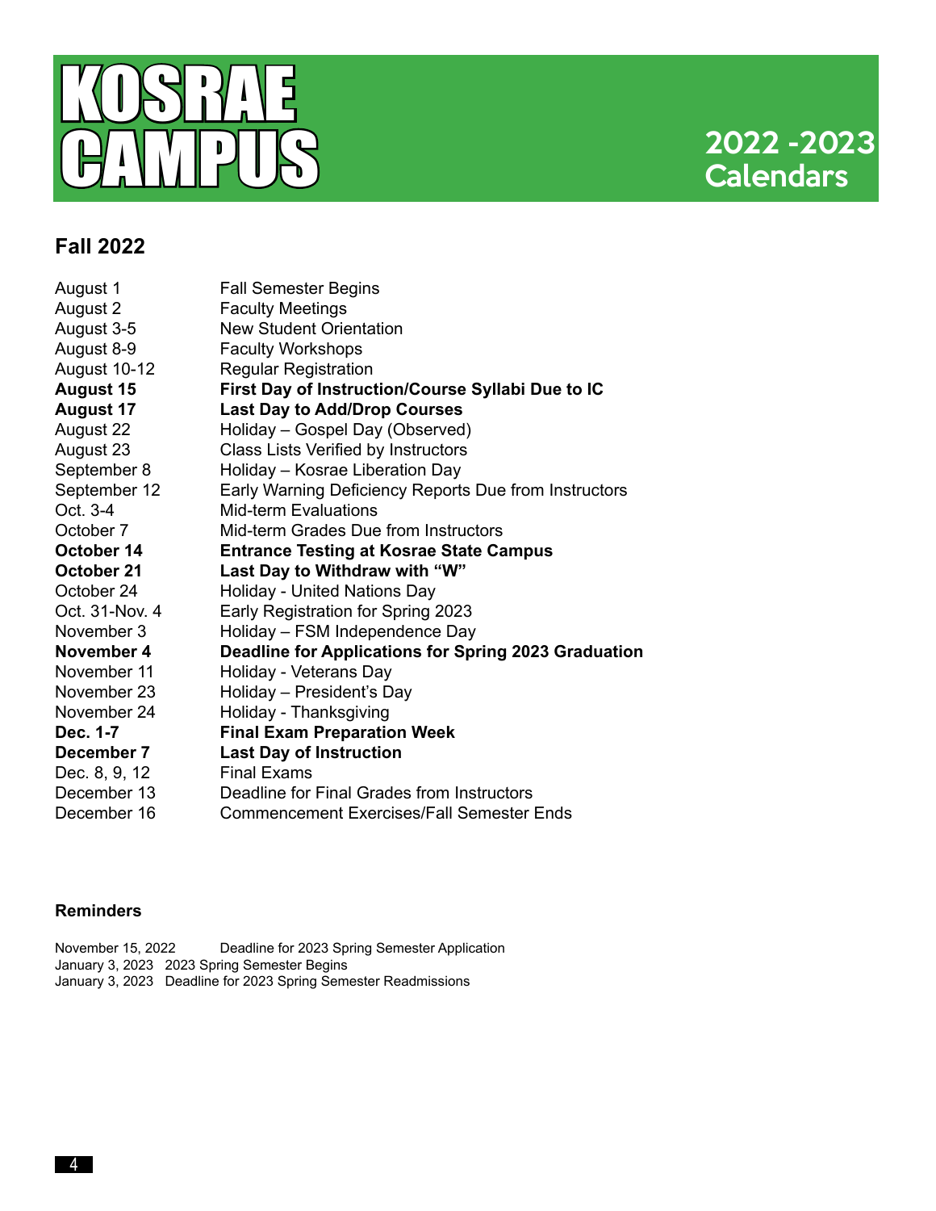# KOSRAE CAMPUS

# 2022 -2023 Calendars

## Fall 2022

| | |
|---|---|
| August 1 | Fall Semester Begins |
| August 2 | Faculty Meetings |
| August 3-5 | New Student Orientation |
| August 8-9 | Faculty Workshops |
| August 10-12 | Regular Registration |
| **August 15** | **First Day of Instruction/Course Syllabi Due to IC** |
| **August 17** | **Last Day to Add/Drop Courses** |
| August 22 | Holiday – Gospel Day (Observed) |
| August 23 | Class Lists Verified by Instructors |
| September 8 | Holiday – Kosrae Liberation Day |
| September 12 | Early Warning Deficiency Reports Due from Instructors |
| Oct. 3-4 | Mid-term Evaluations |
| October 7 | Mid-term Grades Due from Instructors |
| **October 14** | **Entrance Testing at Kosrae State Campus** |
| **October 21** | **Last Day to Withdraw with "W"** |
| October 24 | Holiday - United Nations Day |
| Oct. 31-Nov. 4 | Early Registration for Spring 2023 |
| November 3 | Holiday – FSM Independence Day |
| **November 4** | **Deadline for Applications for Spring 2023 Graduation** |
| November 11 | Holiday - Veterans Day |
| November 23 | Holiday – President's Day |
| November 24 | Holiday - Thanksgiving |
| **Dec. 1-7** | **Final Exam Preparation Week** |
| **December 7** | **Last Day of Instruction** |
| Dec. 8, 9, 12 | Final Exams |
| December 13 | Deadline for Final Grades from Instructors |
| December 16 | Commencement Exercises/Fall Semester Ends |

### Reminders

November 15, 2022 Deadline for 2023 Spring Semester Application
January 3, 2023 2023 Spring Semester Begins
January 3, 2023 Deadline for 2023 Spring Semester Readmissions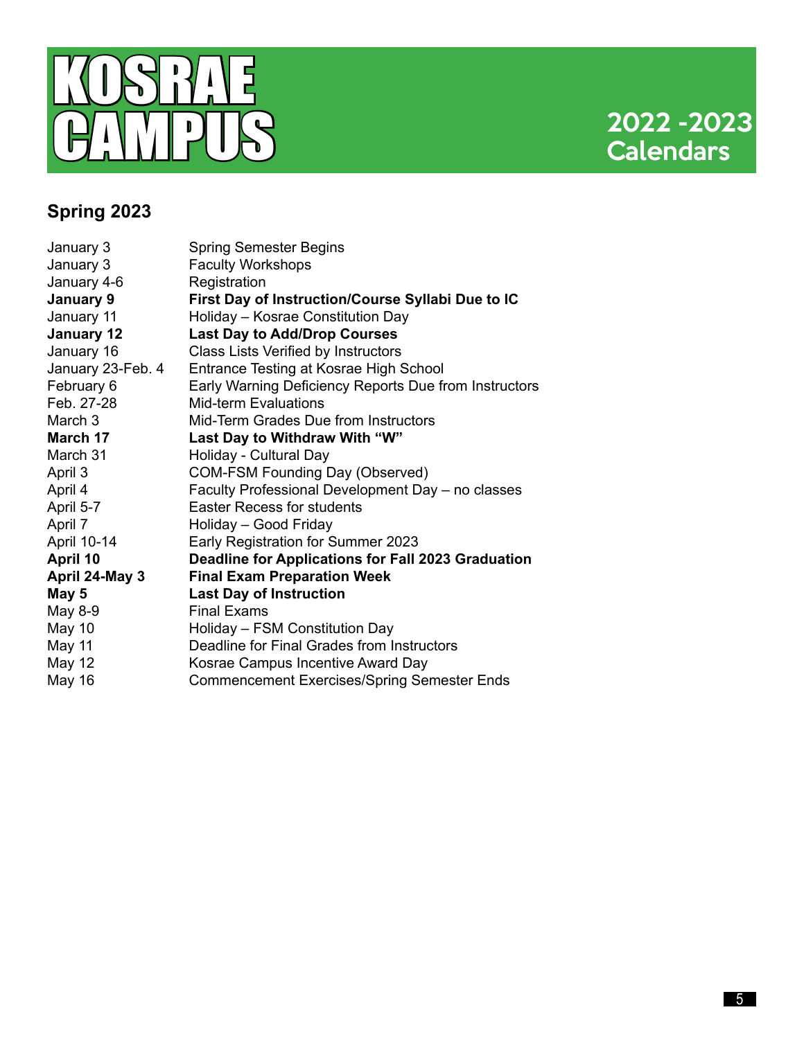# KOSRAE CAMPUS

## 2022 -2023 Calendars

### Spring 2023

| | |
|---|---|
| January 3 | Spring Semester Begins |
| January 3 | Faculty Workshops |
| January 4-6 | Registration |
| **January 9** | **First Day of Instruction/Course Syllabi Due to IC** |
| January 11 | Holiday – Kosrae Constitution Day |
| **January 12** | **Last Day to Add/Drop Courses** |
| January 16 | Class Lists Verified by Instructors |
| January 23-Feb. 4 | Entrance Testing at Kosrae High School |
| February 6 | Early Warning Deficiency Reports Due from Instructors |
| Feb. 27-28 | Mid-term Evaluations |
| March 3 | Mid-Term Grades Due from Instructors |
| **March 17** | **Last Day to Withdraw With "W"** |
| March 31 | Holiday - Cultural Day |
| April 3 | COM-FSM Founding Day (Observed) |
| April 4 | Faculty Professional Development Day – no classes |
| April 5-7 | Easter Recess for students |
| April 7 | Holiday – Good Friday |
| April 10-14 | Early Registration for Summer 2023 |
| **April 10** | **Deadline for Applications for Fall 2023 Graduation** |
| **April 24-May 3** | **Final Exam Preparation Week** |
| **May 5** | **Last Day of Instruction** |
| May 8-9 | Final Exams |
| May 10 | Holiday – FSM Constitution Day |
| May 11 | Deadline for Final Grades from Instructors |
| May 12 | Kosrae Campus Incentive Award Day |
| May 16 | Commencement Exercises/Spring Semester Ends |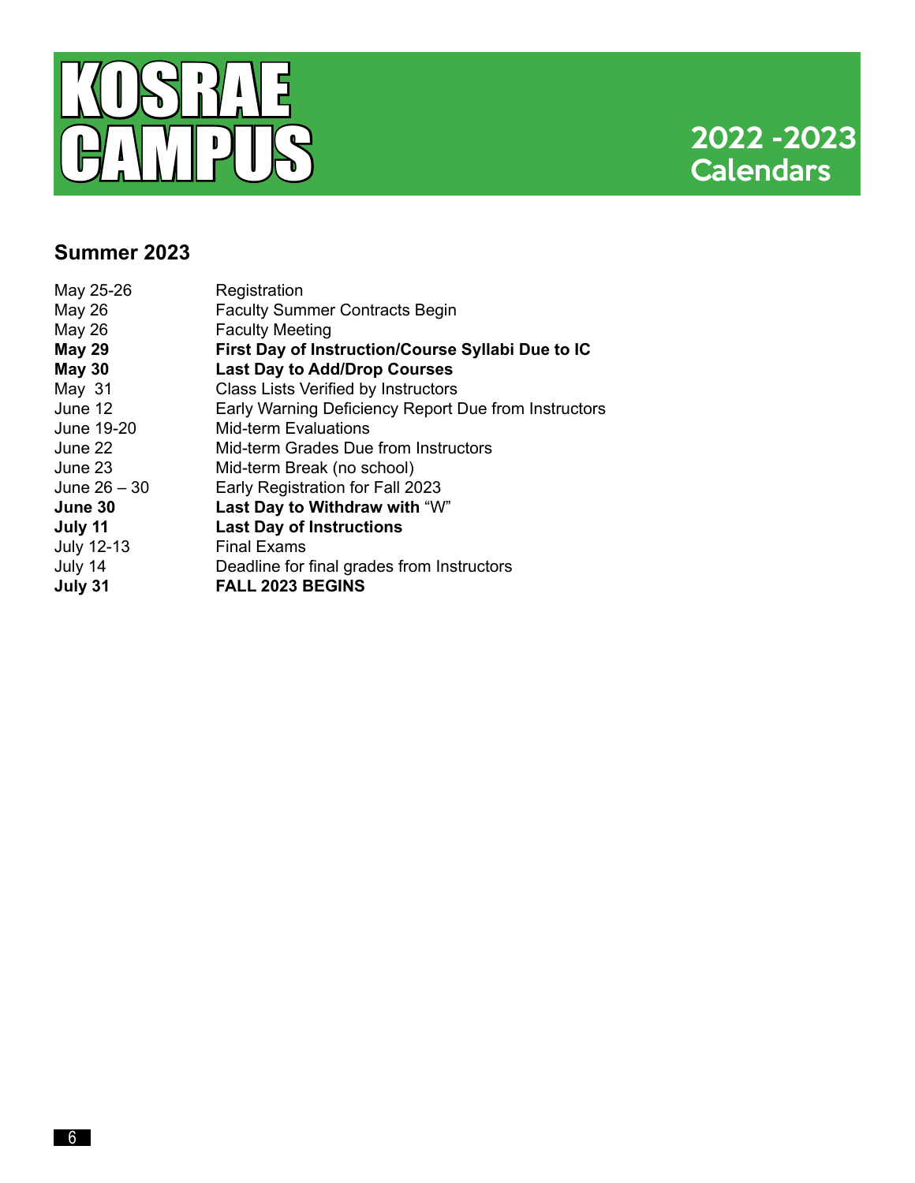# KOSRAE CAMPUS

## 2022 -2023 Calendars

### Summer 2023

| | |
|---|---|
| May 25-26 | Registration |
| May 26 | Faculty Summer Contracts Begin |
| May 26 | Faculty Meeting |
| **May 29** | **First Day of Instruction/Course Syllabi Due to IC** |
| **May 30** | **Last Day to Add/Drop Courses** |
| May 31 | Class Lists Verified by Instructors |
| June 12 | Early Warning Deficiency Report Due from Instructors |
| June 19-20 | Mid-term Evaluations |
| June 22 | Mid-term Grades Due from Instructors |
| June 23 | Mid-term Break (no school) |
| June 26 – 30 | Early Registration for Fall 2023 |
| **June 30** | **Last Day to Withdraw with** “W” |
| **July 11** | **Last Day of Instructions** |
| July 12-13 | Final Exams |
| July 14 | Deadline for final grades from Instructors |
| **July 31** | **FALL 2023 BEGINS** |